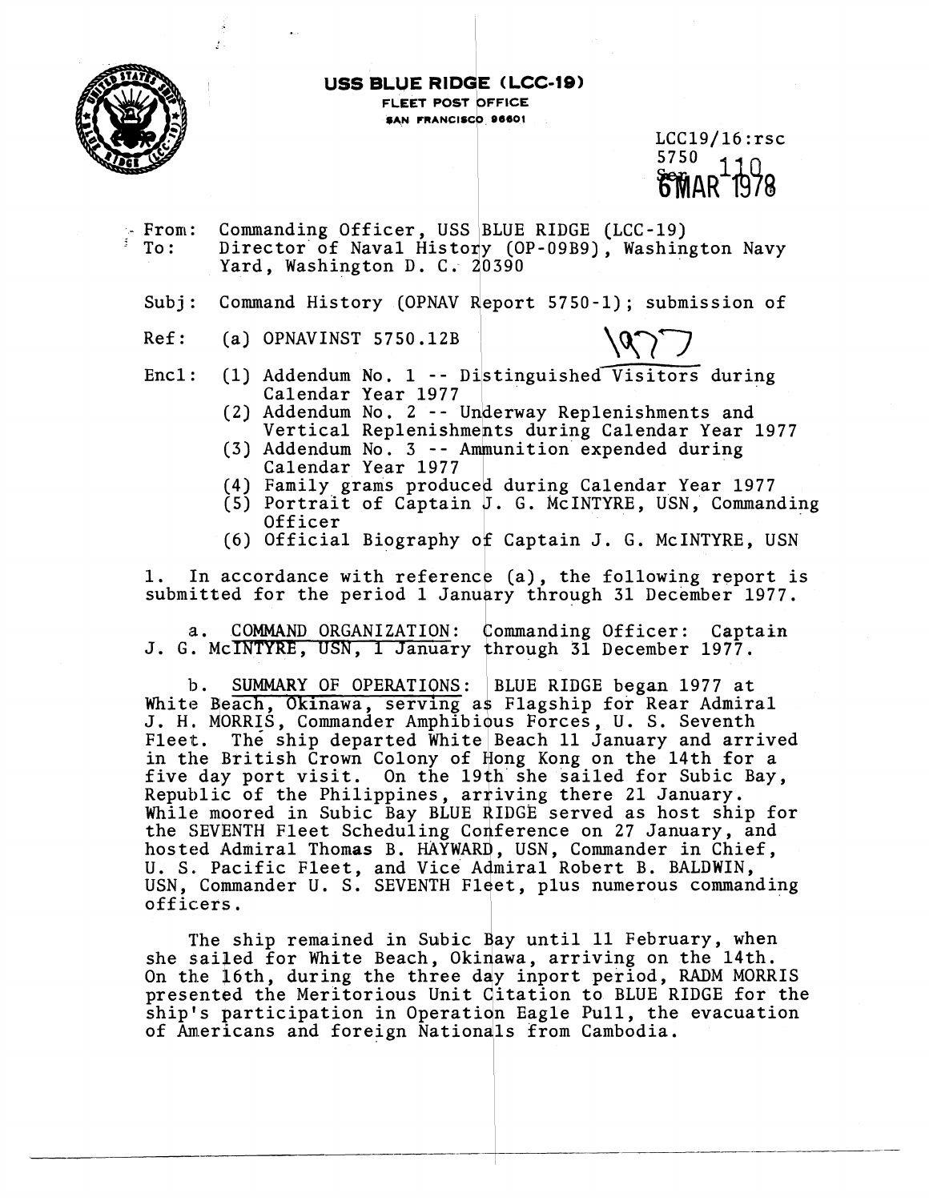**USS BLUE RIDGE (LCC-19)**
FLEET POST OFFICE
SAN FRANCISCO 96601

LCC19/16:rsc
5750
Ser 110
6 MAR 1978

From: Commanding Officer, USS BLUE RIDGE (LCC-19)
To: Director of Naval History (OP-09B9), Washington Navy Yard, Washington D. C. 20390

Subj: Command History (OPNAV Report 5750-1); submission of

Ref: (a) OPNAVINST 5750.12B

1977

Encl: (1) Addendum No. 1 -- Distinguished Visitors during Calendar Year 1977
(2) Addendum No. 2 -- Underway Replenishments and Vertical Replenishments during Calendar Year 1977
(3) Addendum No. 3 -- Ammunition expended during Calendar Year 1977
(4) Family grams produced during Calendar Year 1977
(5) Portrait of Captain J. G. McINTYRE, USN, Commanding Officer
(6) Official Biography of Captain J. G. McINTYRE, USN

1. In accordance with reference (a), the following report is submitted for the period 1 January through 31 December 1977.

a. COMMAND ORGANIZATION: Commanding Officer: Captain J. G. McINTYRE, USN, 1 January through 31 December 1977.

b. SUMMARY OF OPERATIONS: BLUE RIDGE began 1977 at White Beach, Okinawa, serving as Flagship for Rear Admiral J. H. MORRIS, Commander Amphibious Forces, U. S. Seventh Fleet. The ship departed White Beach 11 January and arrived in the British Crown Colony of Hong Kong on the 14th for a five day port visit. On the 19th she sailed for Subic Bay, Republic of the Philippines, arriving there 21 January. While moored in Subic Bay BLUE RIDGE served as host ship for the SEVENTH Fleet Scheduling Conference on 27 January, and hosted Admiral Thomas B. HAYWARD, USN, Commander in Chief, U. S. Pacific Fleet, and Vice Admiral Robert B. BALDWIN, USN, Commander U. S. SEVENTH Fleet, plus numerous commanding officers.

The ship remained in Subic Bay until 11 February, when she sailed for White Beach, Okinawa, arriving on the 14th. On the 16th, during the three day inport period, RADM MORRIS presented the Meritorious Unit Citation to BLUE RIDGE for the ship's participation in Operation Eagle Pull, the evacuation of Americans and foreign Nationals from Cambodia.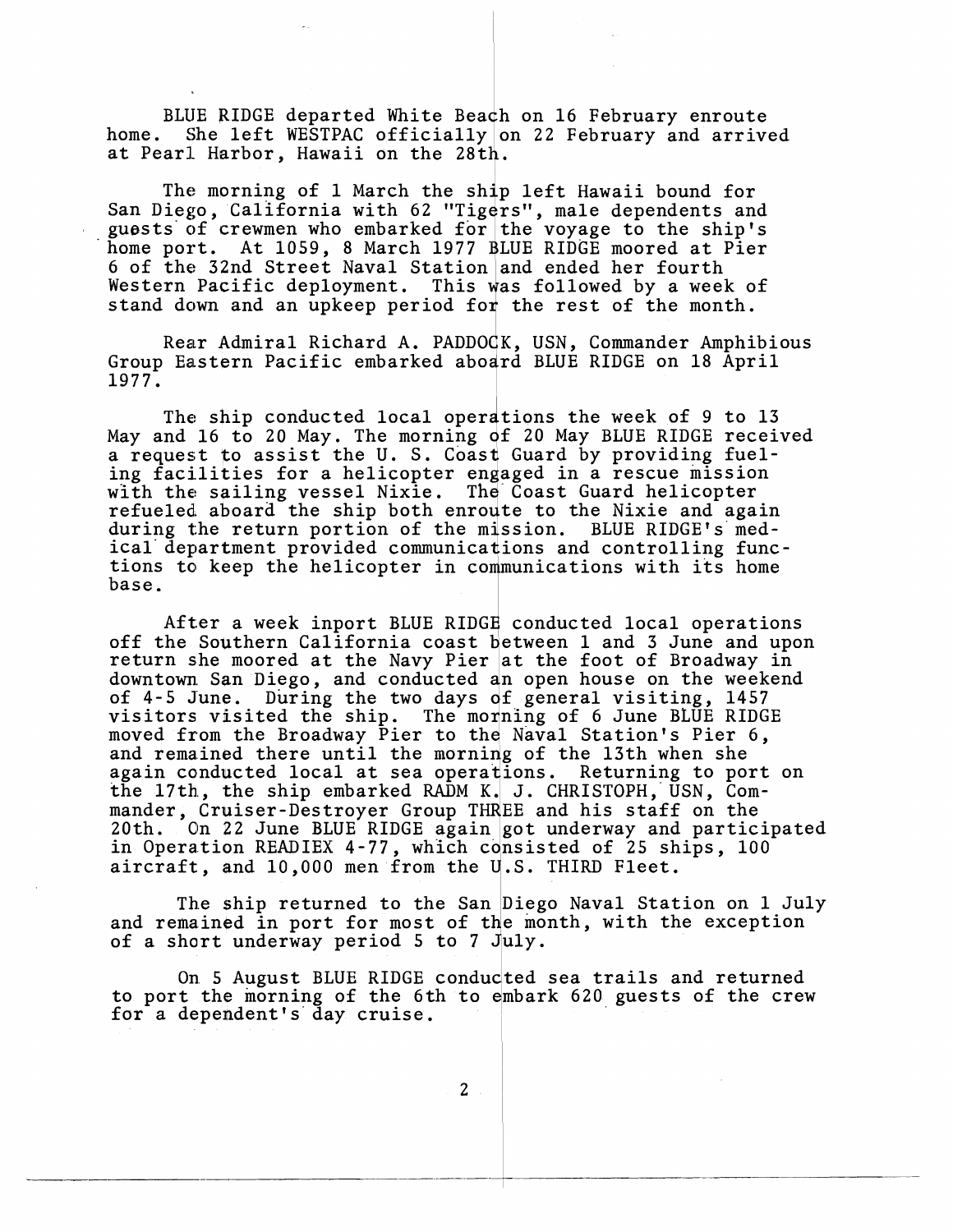BLUE RIDGE departed White Beach on 16 February enroute home. She left WESTPAC officially on 22 February and arrived at Pearl Harbor, Hawaii on the 28th.

The morning of 1 March the ship left Hawaii bound for San Diego, California with 62 "Tigers", male dependents and guests of crewmen who embarked for the voyage to the ship's home port. At 1059, 8 March 1977 BLUE RIDGE moored at Pier 6 of the 32nd Street Naval Station and ended her fourth Western Pacific deployment. This was followed by a week of stand down and an upkeep period for the rest of the month.

Rear Admiral Richard A. PADDOCK, USN, Commander Amphibious Group Eastern Pacific embarked aboard BLUE RIDGE on 18 April 1977.

The ship conducted local operations the week of 9 to 13 May and 16 to 20 May. The morning of 20 May BLUE RIDGE received a request to assist the U. S. Coast Guard by providing fueling facilities for a helicopter engaged in a rescue mission with the sailing vessel Nixie. The Coast Guard helicopter refueled aboard the ship both enroute to the Nixie and again during the return portion of the mission. BLUE RIDGE's medical department provided communications and controlling functions to keep the helicopter in communications with its home base.

After a week inport BLUE RIDGE conducted local operations off the Southern California coast between 1 and 3 June and upon return she moored at the Navy Pier at the foot of Broadway in downtown San Diego, and conducted an open house on the weekend of 4-5 June. During the two days of general visiting, 1457 visitors visited the ship. The morning of 6 June BLUE RIDGE moved from the Broadway Pier to the Naval Station's Pier 6, and remained there until the morning of the 13th when she again conducted local at sea operations. Returning to port on the 17th, the ship embarked RADM K. J. CHRISTOPH, USN, Commander, Cruiser-Destroyer Group THREE and his staff on the 20th. On 22 June BLUE RIDGE again got underway and participated in Operation READIEX 4-77, which consisted of 25 ships, 100 aircraft, and 10,000 men from the U.S. THIRD Fleet.

The ship returned to the San Diego Naval Station on 1 July and remained in port for most of the month, with the exception of a short underway period 5 to 7 July.

On 5 August BLUE RIDGE conducted sea trails and returned to port the morning of the 6th to embark 620 guests of the crew for a dependent's day cruise.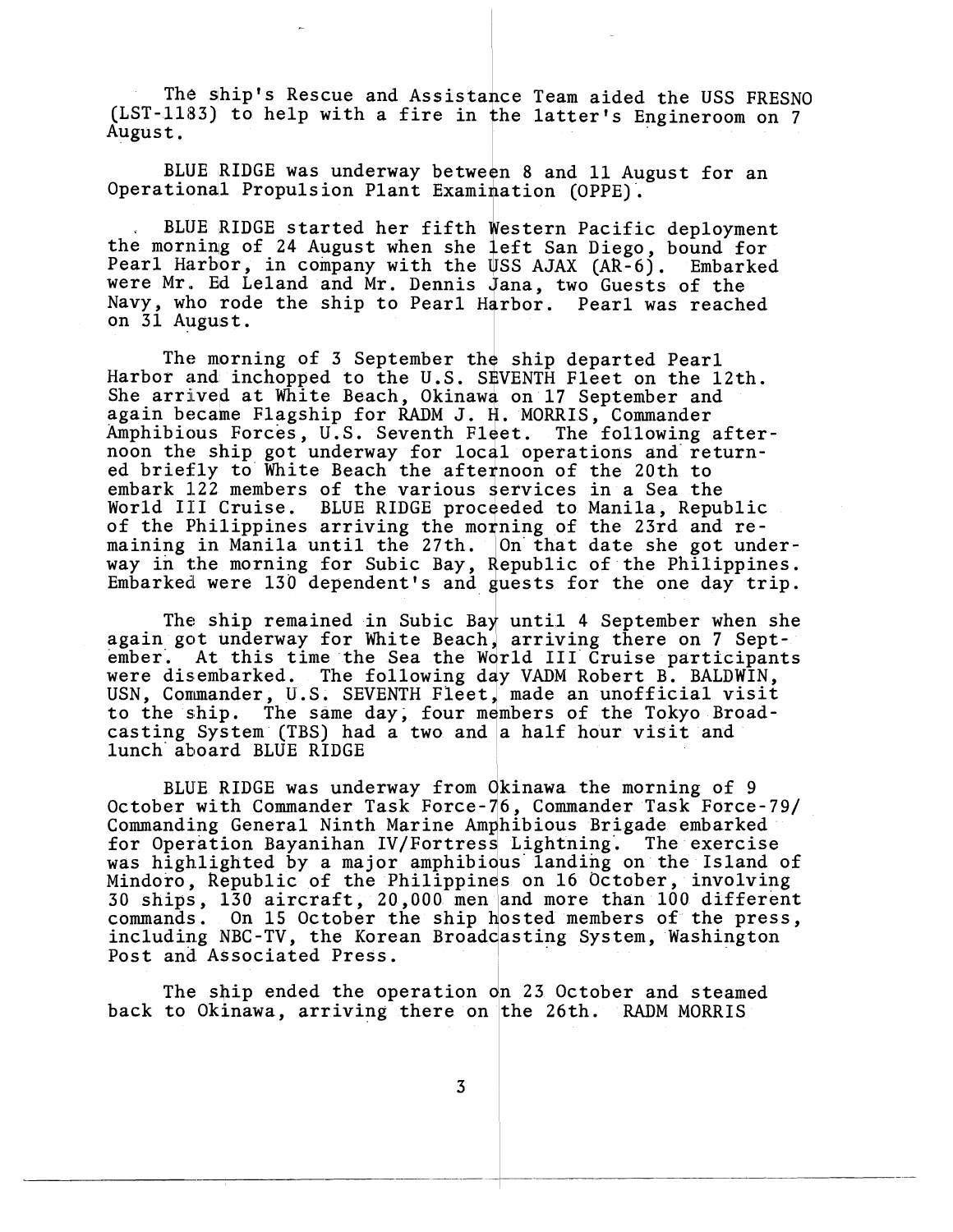The ship's Rescue and Assistance Team aided the USS FRESNO (LST-1183) to help with a fire in the latter's Engineroom on 7 August.

BLUE RIDGE was underway between 8 and 11 August for an Operational Propulsion Plant Examination (OPPE).

BLUE RIDGE started her fifth Western Pacific deployment the morning of 24 August when she left San Diego, bound for Pearl Harbor, in company with the USS AJAX (AR-6). Embarked were Mr. Ed Leland and Mr. Dennis Jana, two Guests of the Navy, who rode the ship to Pearl Harbor. Pearl was reached on 31 August.

The morning of 3 September the ship departed Pearl Harbor and inchopped to the U.S. SEVENTH Fleet on the 12th. She arrived at White Beach, Okinawa on 17 September and again became Flagship for RADM J. H. MORRIS, Commander Amphibious Forces, U.S. Seventh Fleet. The following afternoon the ship got underway for local operations and returned briefly to White Beach the afternoon of the 20th to embark 122 members of the various services in a Sea the World III Cruise. BLUE RIDGE proceeded to Manila, Republic of the Philippines arriving the morning of the 23rd and remaining in Manila until the 27th. On that date she got underway in the morning for Subic Bay, Republic of the Philippines. Embarked were 130 dependent's and guests for the one day trip.

The ship remained in Subic Bay until 4 September when she again got underway for White Beach, arriving there on 7 September. At this time the Sea the World III Cruise participants were disembarked. The following day VADM Robert B. BALDWIN, USN, Commander, U.S. SEVENTH Fleet, made an unofficial visit to the ship. The same day, four members of the Tokyo Broadcasting System (TBS) had a two and a half hour visit and lunch aboard BLUE RIDGE

BLUE RIDGE was underway from Okinawa the morning of 9 October with Commander Task Force-76, Commander Task Force-79/ Commanding General Ninth Marine Amphibious Brigade embarked for Operation Bayanihan IV/Fortress Lightning. The exercise was highlighted by a major amphibious landing on the Island of Mindoro, Republic of the Philippines on 16 October, involving 30 ships, 130 aircraft, 20,000 men and more than 100 different commands. On 15 October the ship hosted members of the press, including NBC-TV, the Korean Broadcasting System, Washington Post and Associated Press.

The ship ended the operation on 23 October and steamed back to Okinawa, arriving there on the 26th. RADM MORRIS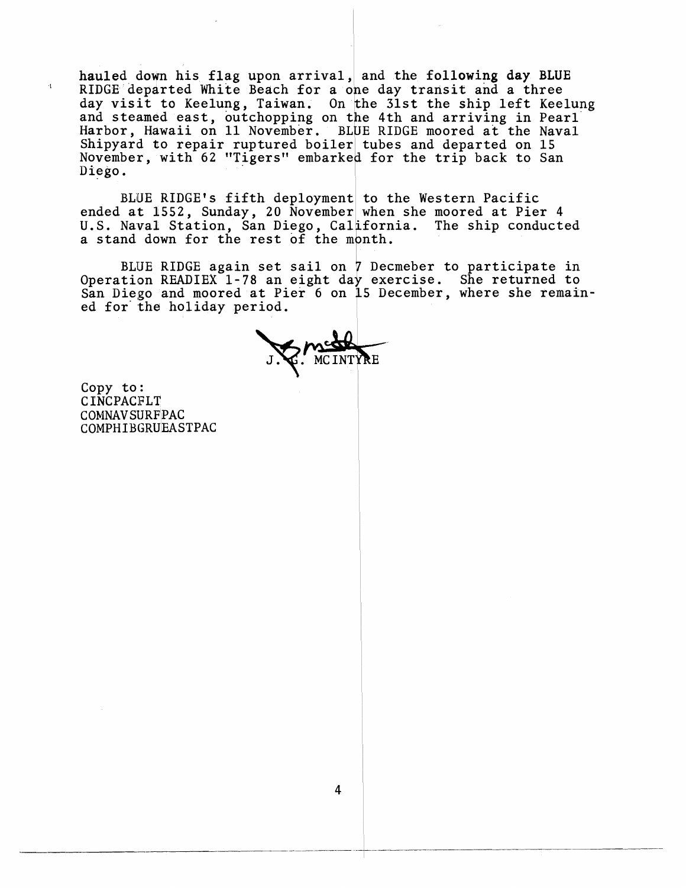hauled down his flag upon arrival, and the following day BLUE RIDGE departed White Beach for a one day transit and a three day visit to Keelung, Taiwan. On the 31st the ship left Keelung and steamed east, outchopping on the 4th and arriving in Pearl Harbor, Hawaii on 11 November. BLUE RIDGE moored at the Naval Shipyard to repair ruptured boiler tubes and departed on 15 November, with 62 "Tigers" embarked for the trip back to San Diego.

BLUE RIDGE's fifth deployment to the Western Pacific ended at 1552, Sunday, 20 November when she moored at Pier 4 U.S. Naval Station, San Diego, California. The ship conducted a stand down for the rest of the month.

BLUE RIDGE again set sail on 7 Decmeber to participate in Operation READIEX 1-78 an eight day exercise. She returned to San Diego and moored at Pier 6 on 15 December, where she remained for the holiday period.

J. G. MCINTYRE

Copy to:
CINCPACFLT
COMNAVSURFPAC
COMPHIBGRUEASTPAC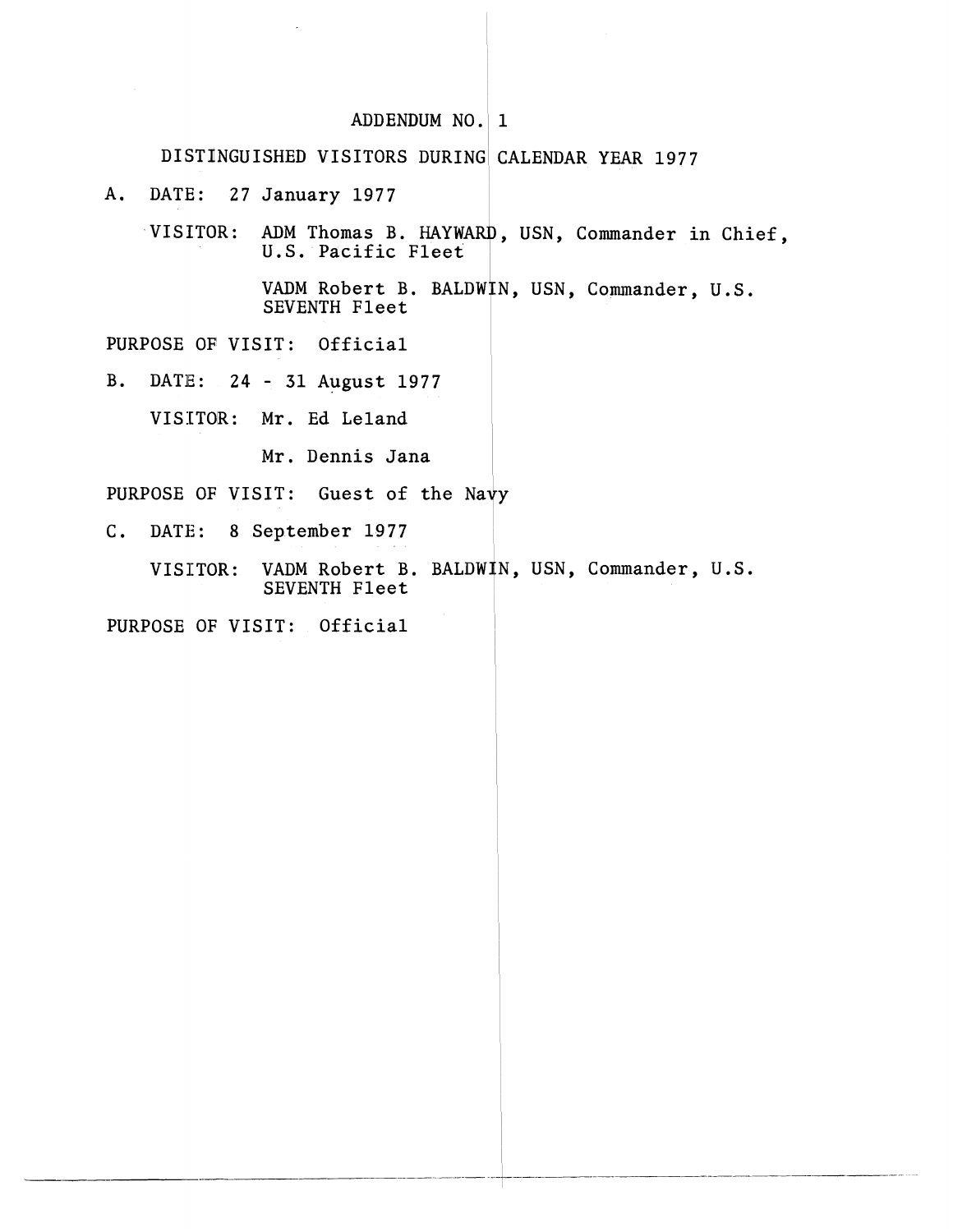# ADDENDUM NO. 1

## DISTINGUISHED VISITORS DURING CALENDAR YEAR 1977

A. DATE: 27 January 1977

VISITOR: ADM Thomas B. HAYWARD, USN, Commander in Chief, U.S. Pacific Fleet

VADM Robert B. BALDWIN, USN, Commander, U.S. SEVENTH Fleet

PURPOSE OF VISIT: Official

B. DATE: 24 - 31 August 1977

VISITOR: Mr. Ed Leland

Mr. Dennis Jana

PURPOSE OF VISIT: Guest of the Navy

C. DATE: 8 September 1977

VISITOR: VADM Robert B. BALDWIN, USN, Commander, U.S. SEVENTH Fleet

PURPOSE OF VISIT: Official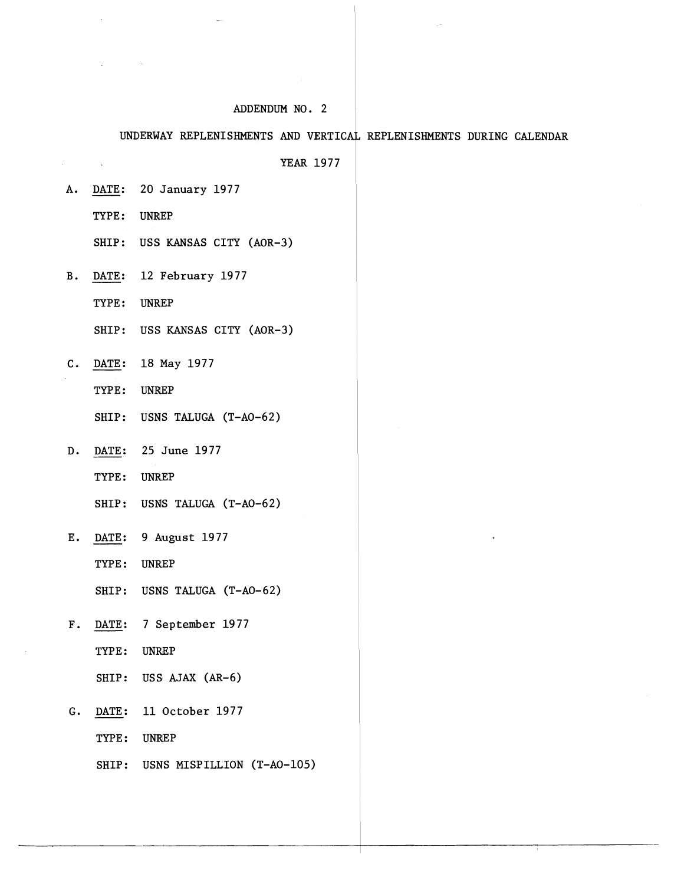# ADDENDUM NO. 2

## UNDERWAY REPLENISHMENTS AND VERTICAL REPLENISHMENTS DURING CALENDAR YEAR 1977

A. DATE: 20 January 1977

TYPE: UNREP

SHIP: USS KANSAS CITY (AOR-3)

B. DATE: 12 February 1977

TYPE: UNREP

SHIP: USS KANSAS CITY (AOR-3)

C. DATE: 18 May 1977

TYPE: UNREP

SHIP: USNS TALUGA (T-AO-62)

D. DATE: 25 June 1977

TYPE: UNREP

SHIP: USNS TALUGA (T-AO-62)

E. DATE: 9 August 1977

TYPE: UNREP

SHIP: USNS TALUGA (T-AO-62)

F. DATE: 7 September 1977

TYPE: UNREP

SHIP: USS AJAX (AR-6)

G. DATE: 11 October 1977

TYPE: UNREP

SHIP: USNS MISPILLION (T-AO-105)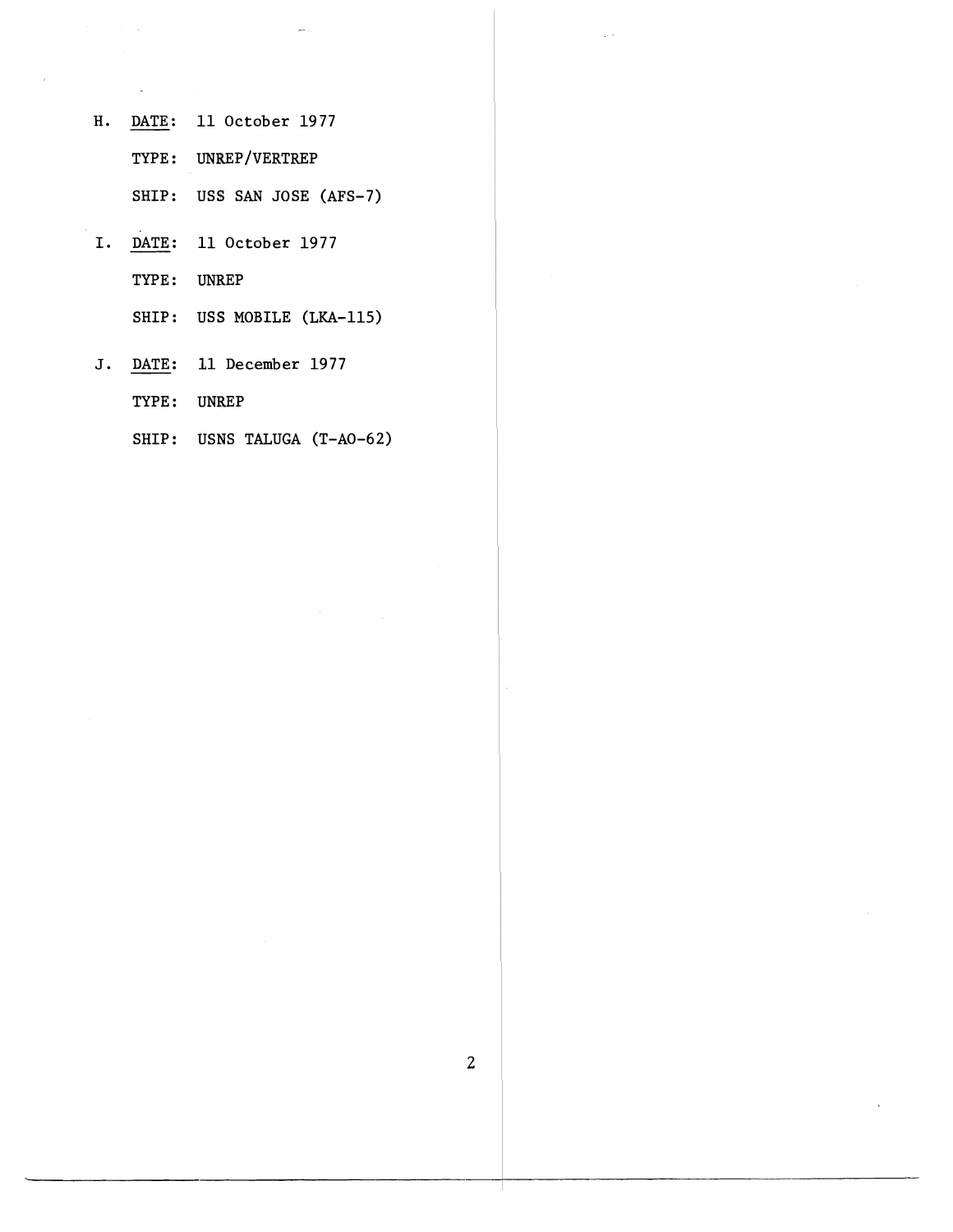H. <u>DATE</u>: 11 October 1977

   TYPE: UNREP/VERTREP

   SHIP: USS SAN JOSE (AFS-7)

I. <u>DATE</u>: 11 October 1977

   TYPE: UNREP

   SHIP: USS MOBILE (LKA-115)

J. <u>DATE</u>: 11 December 1977

   TYPE: UNREP

   SHIP: USNS TALUGA (T-AO-62)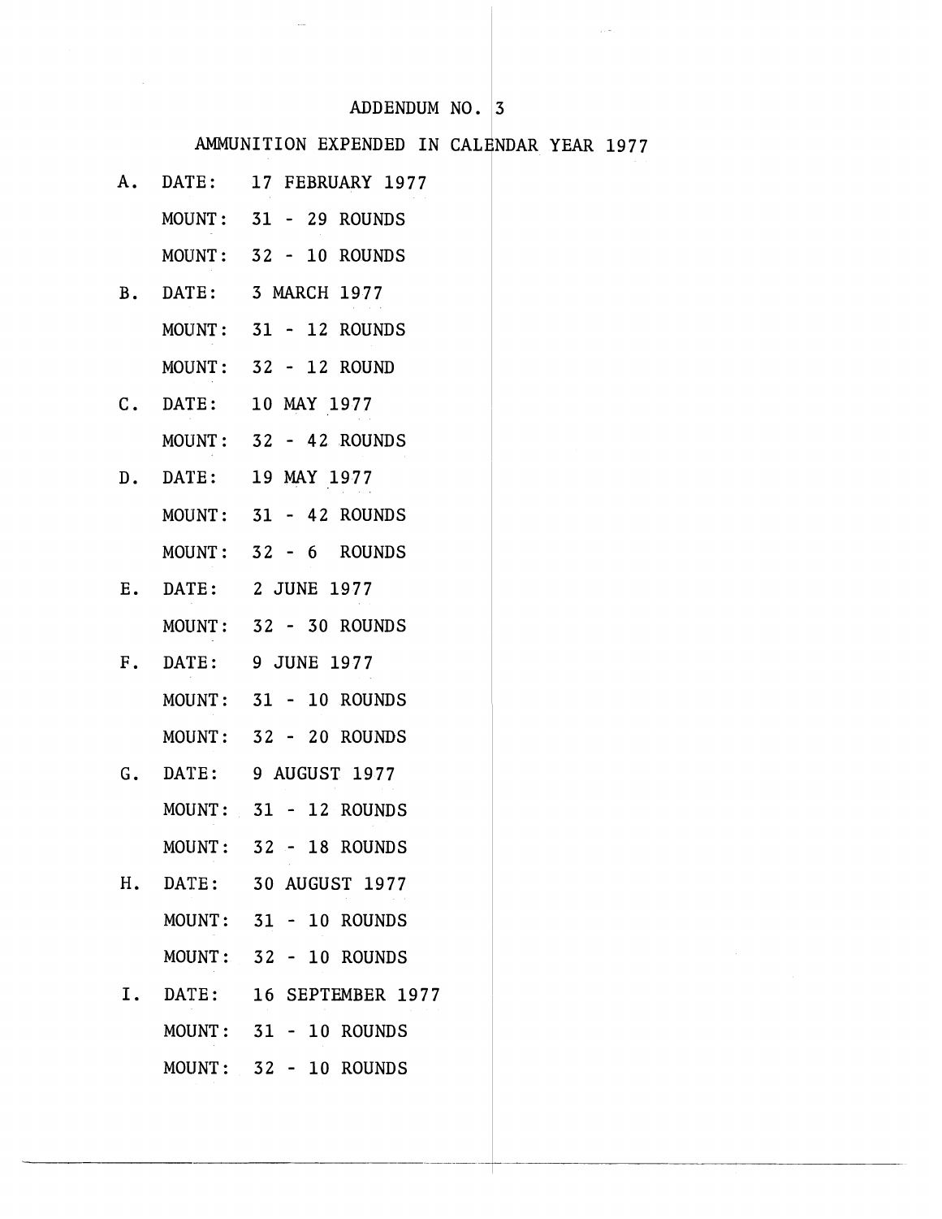# ADDENDUM NO. 3

## AMMUNITION EXPENDED IN CALENDAR YEAR 1977

A. DATE: 17 FEBRUARY 1977

MOUNT: 31 - 29 ROUNDS

MOUNT: 32 - 10 ROUNDS

B. DATE: 3 MARCH 1977

MOUNT: 31 - 12 ROUNDS

MOUNT: 32 - 12 ROUND

C. DATE: 10 MAY 1977

MOUNT: 32 - 42 ROUNDS

D. DATE: 19 MAY 1977

MOUNT: 31 - 42 ROUNDS

MOUNT: 32 - 6 ROUNDS

E. DATE: 2 JUNE 1977

MOUNT: 32 - 30 ROUNDS

F. DATE: 9 JUNE 1977

MOUNT: 31 - 10 ROUNDS

MOUNT: 32 - 20 ROUNDS

G. DATE: 9 AUGUST 1977

MOUNT: 31 - 12 ROUNDS

MOUNT: 32 - 18 ROUNDS

H. DATE: 30 AUGUST 1977

MOUNT: 31 - 10 ROUNDS

MOUNT: 32 - 10 ROUNDS

I. DATE: 16 SEPTEMBER 1977

MOUNT: 31 - 10 ROUNDS

MOUNT: 32 - 10 ROUNDS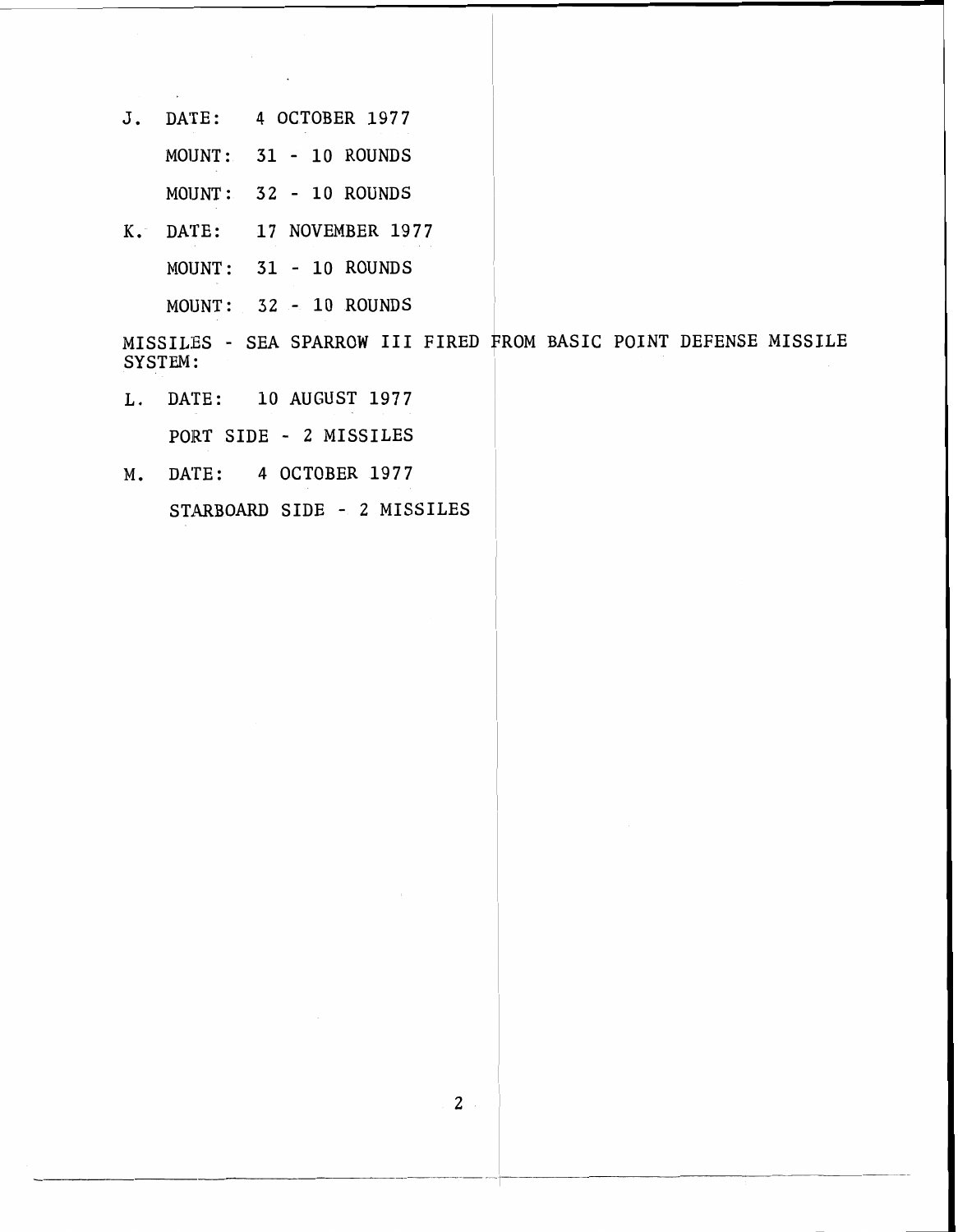J. DATE: 4 OCTOBER 1977

MOUNT: 31 - 10 ROUNDS

MOUNT: 32 - 10 ROUNDS

K. DATE: 17 NOVEMBER 1977

MOUNT: 31 - 10 ROUNDS

MOUNT: 32 - 10 ROUNDS

MISSILES - SEA SPARROW III FIRED FROM BASIC POINT DEFENSE MISSILE SYSTEM:

L. DATE: 10 AUGUST 1977

PORT SIDE - 2 MISSILES

M. DATE: 4 OCTOBER 1977

STARBOARD SIDE - 2 MISSILES